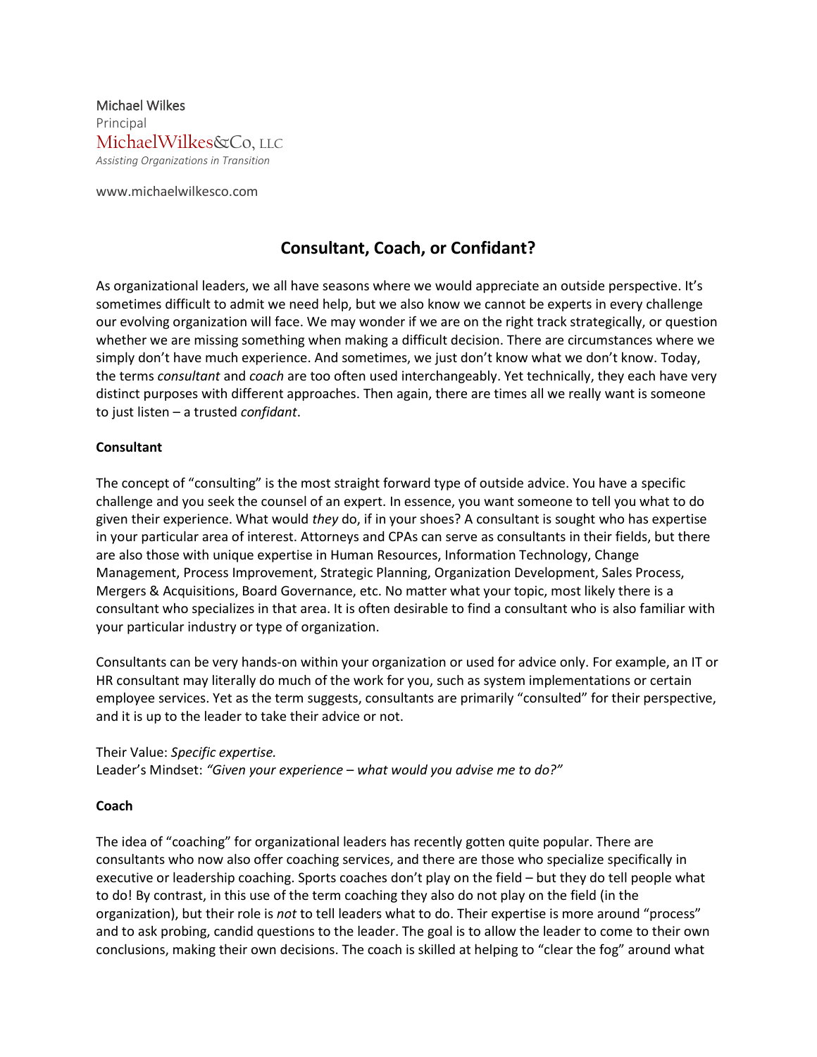Michael Wilkes
Principal
MichaelWilkes&Co, LLC
*Assisting Organizations in Transition*

www.michaelwilkesco.com

# Consultant, Coach, or Confidant?

As organizational leaders, we all have seasons where we would appreciate an outside perspective. It's sometimes difficult to admit we need help, but we also know we cannot be experts in every challenge our evolving organization will face. We may wonder if we are on the right track strategically, or question whether we are missing something when making a difficult decision. There are circumstances where we simply don't have much experience. And sometimes, we just don't know what we don't know. Today, the terms *consultant* and *coach* are too often used interchangeably. Yet technically, they each have very distinct purposes with different approaches. Then again, there are times all we really want is someone to just listen – a trusted *confidant*.

**Consultant**

The concept of "consulting" is the most straight forward type of outside advice. You have a specific challenge and you seek the counsel of an expert. In essence, you want someone to tell you what to do given their experience. What would *they* do, if in your shoes? A consultant is sought who has expertise in your particular area of interest. Attorneys and CPAs can serve as consultants in their fields, but there are also those with unique expertise in Human Resources, Information Technology, Change Management, Process Improvement, Strategic Planning, Organization Development, Sales Process, Mergers & Acquisitions, Board Governance, etc. No matter what your topic, most likely there is a consultant who specializes in that area. It is often desirable to find a consultant who is also familiar with your particular industry or type of organization.

Consultants can be very hands-on within your organization or used for advice only. For example, an IT or HR consultant may literally do much of the work for you, such as system implementations or certain employee services. Yet as the term suggests, consultants are primarily "consulted" for their perspective, and it is up to the leader to take their advice or not.

Their Value: *Specific expertise.*
Leader's Mindset: *"Given your experience – what would you advise me to do?"*

**Coach**

The idea of "coaching" for organizational leaders has recently gotten quite popular. There are consultants who now also offer coaching services, and there are those who specialize specifically in executive or leadership coaching. Sports coaches don't play on the field – but they do tell people what to do! By contrast, in this use of the term coaching they also do not play on the field (in the organization), but their role is *not* to tell leaders what to do. Their expertise is more around "process" and to ask probing, candid questions to the leader. The goal is to allow the leader to come to their own conclusions, making their own decisions. The coach is skilled at helping to "clear the fog" around what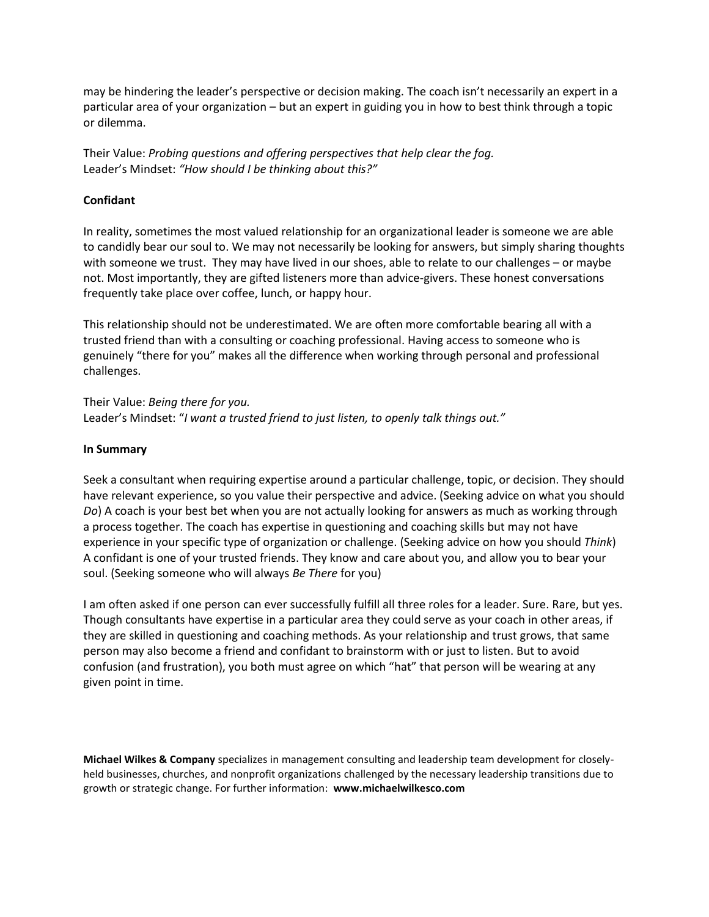may be hindering the leader's perspective or decision making. The coach isn't necessarily an expert in a particular area of your organization – but an expert in guiding you in how to best think through a topic or dilemma.

Their Value: *Probing questions and offering perspectives that help clear the fog.*
Leader's Mindset: *"How should I be thinking about this?"*

**Confidant**

In reality, sometimes the most valued relationship for an organizational leader is someone we are able to candidly bear our soul to. We may not necessarily be looking for answers, but simply sharing thoughts with someone we trust. They may have lived in our shoes, able to relate to our challenges – or maybe not. Most importantly, they are gifted listeners more than advice-givers. These honest conversations frequently take place over coffee, lunch, or happy hour.

This relationship should not be underestimated. We are often more comfortable bearing all with a trusted friend than with a consulting or coaching professional. Having access to someone who is genuinely "there for you" makes all the difference when working through personal and professional challenges.

Their Value: *Being there for you.*
Leader's Mindset: "*I want a trusted friend to just listen, to openly talk things out."*

**In Summary**

Seek a consultant when requiring expertise around a particular challenge, topic, or decision. They should have relevant experience, so you value their perspective and advice. (Seeking advice on what you should *Do*) A coach is your best bet when you are not actually looking for answers as much as working through a process together. The coach has expertise in questioning and coaching skills but may not have experience in your specific type of organization or challenge. (Seeking advice on how you should *Think*) A confidant is one of your trusted friends. They know and care about you, and allow you to bear your soul. (Seeking someone who will always *Be There* for you)

I am often asked if one person can ever successfully fulfill all three roles for a leader. Sure. Rare, but yes. Though consultants have expertise in a particular area they could serve as your coach in other areas, if they are skilled in questioning and coaching methods. As your relationship and trust grows, that same person may also become a friend and confidant to brainstorm with or just to listen. But to avoid confusion (and frustration), you both must agree on which "hat" that person will be wearing at any given point in time.

**Michael Wilkes & Company** specializes in management consulting and leadership team development for closely-held businesses, churches, and nonprofit organizations challenged by the necessary leadership transitions due to growth or strategic change. For further information: **www.michaelwilkesco.com**